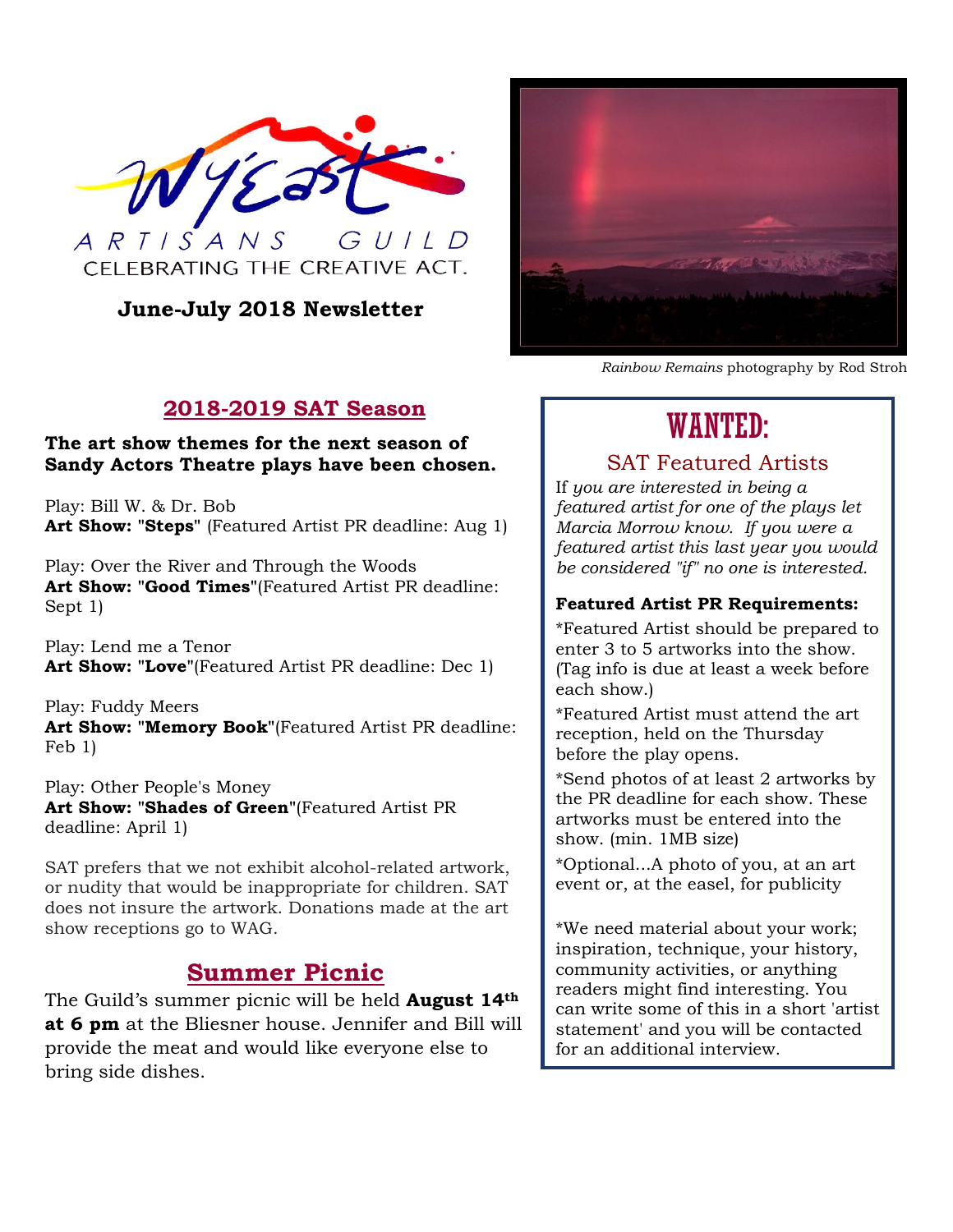WyEast

ARTISANS GUILD

CELEBRATING THE CREATIVE ACT.

**June-July 2018 Newsletter**

*Rainbow Remains* photography by Rod Stroh

## 2018-2019 SAT Season

**The art show themes for the next season of Sandy Actors Theatre plays have been chosen.**

Play: Bill W. & Dr. Bob
**Art Show: "Steps"** (Featured Artist PR deadline: Aug 1)

Play: Over the River and Through the Woods
**Art Show: "Good Times"**(Featured Artist PR deadline: Sept 1)

Play: Lend me a Tenor
**Art Show: "Love"**(Featured Artist PR deadline: Dec 1)

Play: Fuddy Meers
**Art Show: "Memory Book"**(Featured Artist PR deadline: Feb 1)

Play: Other People's Money
**Art Show: "Shades of Green"**(Featured Artist PR deadline: April 1)

SAT prefers that we not exhibit alcohol-related artwork, or nudity that would be inappropriate for children. SAT does not insure the artwork. Donations made at the art show receptions go to WAG.

## Summer Picnic

The Guild's summer picnic will be held **August 14th at 6 pm** at the Bliesner house. Jennifer and Bill will provide the meat and would like everyone else to bring side dishes.

## WANTED:

### SAT Featured Artists

If *you are interested in being a featured artist for one of the plays let Marcia Morrow know. If you were a featured artist this last year you would be considered "if" no one is interested.*

**Featured Artist PR Requirements:**

*Featured Artist should be prepared to enter 3 to 5 artworks into the show. (Tag info is due at least a week before each show.)

*Featured Artist must attend the art reception, held on the Thursday before the play opens.

*Send photos of at least 2 artworks by the PR deadline for each show. These artworks must be entered into the show. (min. 1MB size)

*Optional...A photo of you, at an art event or, at the easel, for publicity

*We need material about your work; inspiration, technique, your history, community activities, or anything readers might find interesting. You can write some of this in a short 'artist statement' and you will be contacted for an additional interview.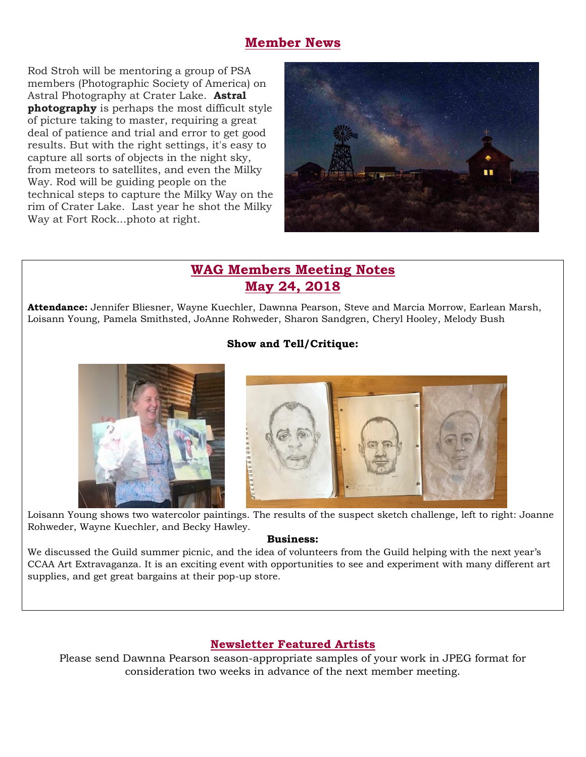## Member News

Rod Stroh will be mentoring a group of PSA members (Photographic Society of America) on Astral Photography at Crater Lake. **Astral photography** is perhaps the most difficult style of picture taking to master, requiring a great deal of patience and trial and error to get good results. But with the right settings, it's easy to capture all sorts of objects in the night sky, from meteors to satellites, and even the Milky Way. Rod will be guiding people on the technical steps to capture the Milky Way on the rim of Crater Lake. Last year he shot the Milky Way at Fort Rock...photo at right.

## WAG Members Meeting Notes
## May 24, 2018

**Attendance:** Jennifer Bliesner, Wayne Kuechler, Dawnna Pearson, Steve and Marcia Morrow, Earlean Marsh, Loisann Young, Pamela Smithsted, JoAnne Rohweder, Sharon Sandgren, Cheryl Hooley, Melody Bush

**Show and Tell/Critique:**

Loisann Young shows two watercolor paintings. The results of the suspect sketch challenge, left to right: Joanne Rohweder, Wayne Kuechler, and Becky Hawley.

**Business:**

We discussed the Guild summer picnic, and the idea of volunteers from the Guild helping with the next year's CCAA Art Extravaganza. It is an exciting event with opportunities to see and experiment with many different art supplies, and get great bargains at their pop-up store.

## Newsletter Featured Artists

Please send Dawnna Pearson season-appropriate samples of your work in JPEG format for consideration two weeks in advance of the next member meeting.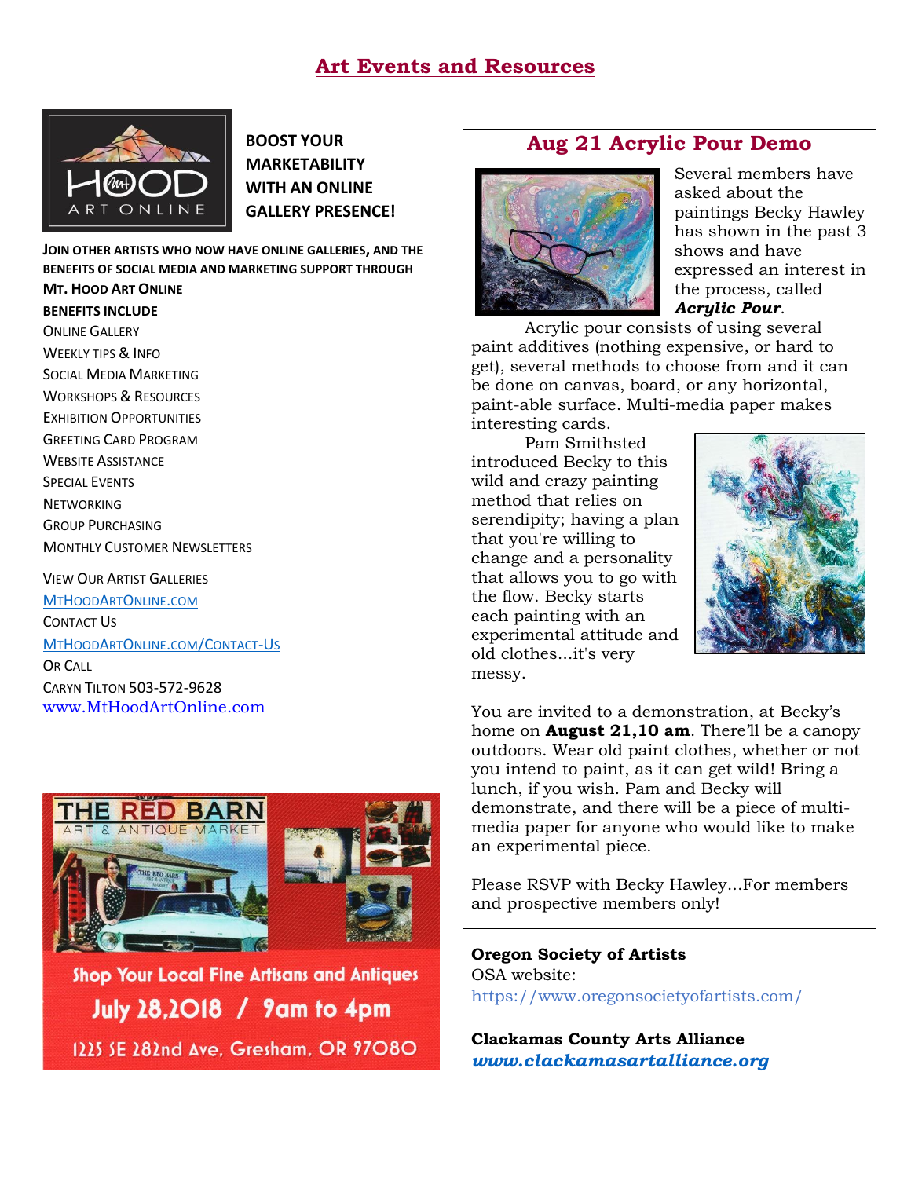# Art Events and Resources

HOOD ART ONLINE

**BOOST YOUR MARKETABILITY WITH AN ONLINE GALLERY PRESENCE!**

**JOIN OTHER ARTISTS WHO NOW HAVE ONLINE GALLERIES, AND THE BENEFITS OF SOCIAL MEDIA AND MARKETING SUPPORT THROUGH MT. HOOD ART ONLINE**

**BENEFITS INCLUDE**

- ONLINE GALLERY
- WEEKLY TIPS & INFO
- SOCIAL MEDIA MARKETING
- WORKSHOPS & RESOURCES
- EXHIBITION OPPORTUNITIES
- GREETING CARD PROGRAM
- WEBSITE ASSISTANCE
- SPECIAL EVENTS
- NETWORKING
- GROUP PURCHASING
- MONTHLY CUSTOMER NEWSLETTERS

VIEW OUR ARTIST GALLERIES
MTHOODARTONLINE.COM
CONTACT US
MTHOODARTONLINE.COM/CONTACT-US
OR CALL
CARYN TILTON 503-572-9628
www.MtHoodArtOnline.com

THE RED BARN
ART & ANTIQUE MARKET

Shop Your Local Fine Artisans and Antiques
July 28,2018 / 9am to 4pm
1225 SE 282nd Ave, Gresham, OR 97080

## Aug 21 Acrylic Pour Demo

Several members have asked about the paintings Becky Hawley has shown in the past 3 shows and have expressed an interest in the process, called ***Acrylic Pour***.

Acrylic pour consists of using several paint additives (nothing expensive, or hard to get), several methods to choose from and it can be done on canvas, board, or any horizontal, paint-able surface. Multi-media paper makes interesting cards.

Pam Smithsted introduced Becky to this wild and crazy painting method that relies on serendipity; having a plan that you're willing to change and a personality that allows you to go with the flow. Becky starts each painting with an experimental attitude and old clothes...it's very messy.

You are invited to a demonstration, at Becky's home on **August 21,10 am**. There'll be a canopy outdoors. Wear old paint clothes, whether or not you intend to paint, as it can get wild! Bring a lunch, if you wish. Pam and Becky will demonstrate, and there will be a piece of multi-media paper for anyone who would like to make an experimental piece.

Please RSVP with Becky Hawley...For members and prospective members only!

**Oregon Society of Artists**
OSA website:
https://www.oregonsocietyofartists.com/

**Clackamas County Arts Alliance**
***www.clackamasartalliance.org***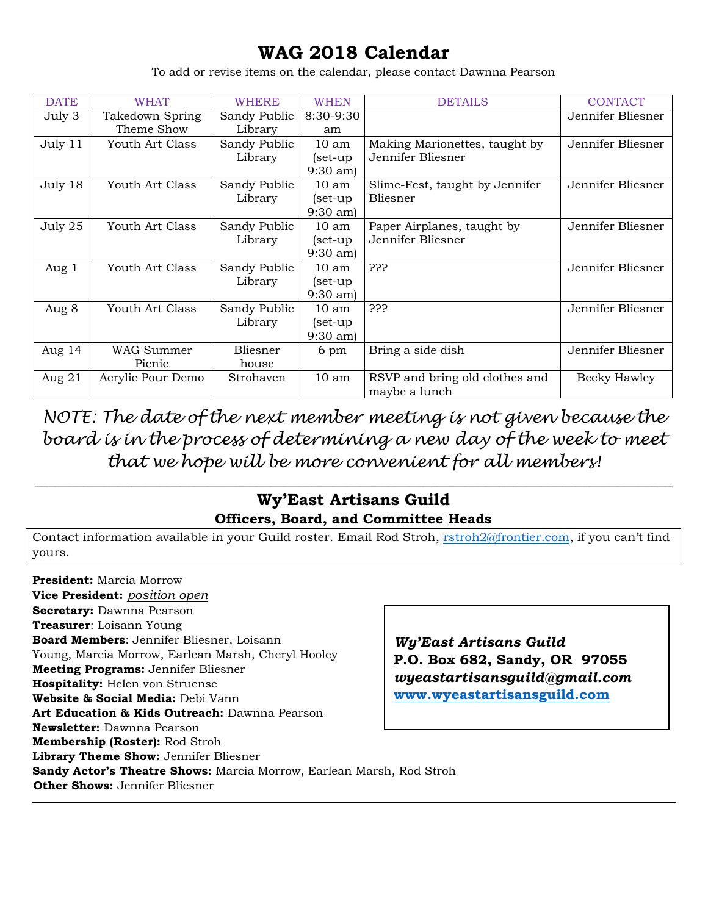# WAG 2018 Calendar

To add or revise items on the calendar, please contact Dawnna Pearson

| DATE | WHAT | WHERE | WHEN | DETAILS | CONTACT |
|---|---|---|---|---|---|
| July 3 | Takedown Spring Theme Show | Sandy Public Library | 8:30-9:30 am | | Jennifer Bliesner |
| July 11 | Youth Art Class | Sandy Public Library | 10 am (set-up 9:30 am) | Making Marionettes, taught by Jennifer Bliesner | Jennifer Bliesner |
| July 18 | Youth Art Class | Sandy Public Library | 10 am (set-up 9:30 am) | Slime-Fest, taught by Jennifer Bliesner | Jennifer Bliesner |
| July 25 | Youth Art Class | Sandy Public Library | 10 am (set-up 9:30 am) | Paper Airplanes, taught by Jennifer Bliesner | Jennifer Bliesner |
| Aug 1 | Youth Art Class | Sandy Public Library | 10 am (set-up 9:30 am) | ??? | Jennifer Bliesner |
| Aug 8 | Youth Art Class | Sandy Public Library | 10 am (set-up 9:30 am) | ??? | Jennifer Bliesner |
| Aug 14 | WAG Summer Picnic | Bliesner house | 6 pm | Bring a side dish | Jennifer Bliesner |
| Aug 21 | Acrylic Pour Demo | Strohaven | 10 am | RSVP and bring old clothes and maybe a lunch | Becky Hawley |

*NOTE: The date of the next member meeting is not given because the board is in the process of determining a new day of the week to meet that we hope will be more convenient for all members!*

---

## Wy'East Artisans Guild

### Officers, Board, and Committee Heads

Contact information available in your Guild roster. Email Rod Stroh, rstroh2@frontier.com, if you can't find yours.

**President:** Marcia Morrow
**Vice President:** *position open*
**Secretary:** Dawnna Pearson
**Treasurer**: Loisann Young
**Board Members**: Jennifer Bliesner, Loisann Young, Marcia Morrow, Earlean Marsh, Cheryl Hooley
**Meeting Programs:** Jennifer Bliesner
**Hospitality:** Helen von Struense
**Website & Social Media:** Debi Vann
**Art Education & Kids Outreach:** Dawnna Pearson
**Newsletter:** Dawnna Pearson
**Membership (Roster):** Rod Stroh
**Library Theme Show:** Jennifer Bliesner
**Sandy Actor's Theatre Shows:** Marcia Morrow, Earlean Marsh, Rod Stroh
**Other Shows:** Jennifer Bliesner

***Wy'East Artisans Guild***
**P.O. Box 682, Sandy, OR 97055**
***wyeastartisansguild@gmail.com***
**www.wyeastartisansguild.com**